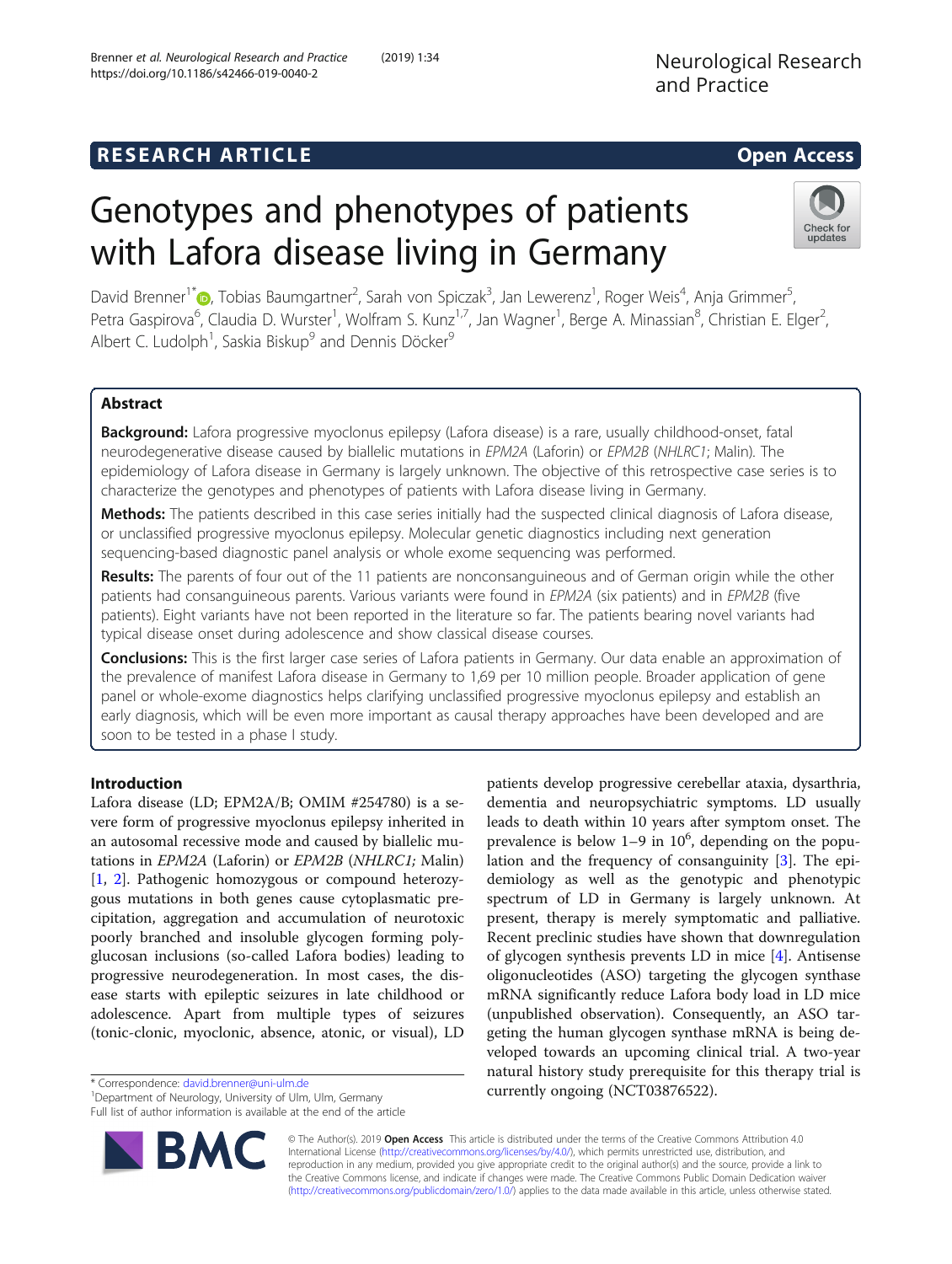RESEARCH ARTICLE

Open Access

# Genotypes and phenotypes of patients with Lafora disease living in Germany

David Brenner[1*], Tobias Baumgartner[2], Sarah von Spiczak[3], Jan Lewerenz[1], Roger Weis[4], Anja Grimmer[5], Petra Gaspirova[6], Claudia D. Wurster[1], Wolfram S. Kunz[1,7], Jan Wagner[1], Berge A. Minassian[8], Christian E. Elger[2], Albert C. Ludolph[1], Saskia Biskup[9] and Dennis Döcker[9]

## Abstract

**Background:** Lafora progressive myoclonus epilepsy (Lafora disease) is a rare, usually childhood-onset, fatal neurodegenerative disease caused by biallelic mutations in *EPM2A* (Laforin) or *EPM2B* (*NHLRC1*; Malin). The epidemiology of Lafora disease in Germany is largely unknown. The objective of this retrospective case series is to characterize the genotypes and phenotypes of patients with Lafora disease living in Germany.

**Methods:** The patients described in this case series initially had the suspected clinical diagnosis of Lafora disease, or unclassified progressive myoclonus epilepsy. Molecular genetic diagnostics including next generation sequencing-based diagnostic panel analysis or whole exome sequencing was performed.

**Results:** The parents of four out of the 11 patients are nonconsanguineous and of German origin while the other patients had consanguineous parents. Various variants were found in *EPM2A* (six patients) and in *EPM2B* (five patients). Eight variants have not been reported in the literature so far. The patients bearing novel variants had typical disease onset during adolescence and show classical disease courses.

**Conclusions:** This is the first larger case series of Lafora patients in Germany. Our data enable an approximation of the prevalence of manifest Lafora disease in Germany to 1,69 per 10 million people. Broader application of gene panel or whole-exome diagnostics helps clarifying unclassified progressive myoclonus epilepsy and establish an early diagnosis, which will be even more important as causal therapy approaches have been developed and are soon to be tested in a phase I study.

## Introduction

Lafora disease (LD; EPM2A/B; OMIM #254780) is a severe form of progressive myoclonus epilepsy inherited in an autosomal recessive mode and caused by biallelic mutations in *EPM2A* (Laforin) or *EPM2B* (*NHLRC1; Malin*) [1, 2]. Pathogenic homozygous or compound heterozygous mutations in both genes cause cytoplasmatic precipitation, aggregation and accumulation of neurotoxic poorly branched and insoluble glycogen forming polyglucosan inclusions (so-called Lafora bodies) leading to progressive neurodegeneration. In most cases, the disease starts with epileptic seizures in late childhood or adolescence. Apart from multiple types of seizures (tonic-clonic, myoclonic, absence, atonic, or visual), LD patients develop progressive cerebellar ataxia, dysarthria, dementia and neuropsychiatric symptoms. LD usually leads to death within 10 years after symptom onset. The prevalence is below 1–9 in $10^6$, depending on the population and the frequency of consanguinity [3]. The epidemiology as well as the genotypic and phenotypic spectrum of LD in Germany is largely unknown. At present, therapy is merely symptomatic and palliative. Recent preclinic studies have shown that downregulation of glycogen synthesis prevents LD in mice [4]. Antisense oligonucleotides (ASO) targeting the glycogen synthase mRNA significantly reduce Lafora body load in LD mice (unpublished observation). Consequently, an ASO targeting the human glycogen synthase mRNA is being developed towards an upcoming clinical trial. A two-year natural history study prerequisite for this therapy trial is currently ongoing (NCT03876522).

* Correspondence: david.brenner@uni-ulm.de
[1]Department of Neurology, University of Ulm, Ulm, Germany
Full list of author information is available at the end of the article

© The Author(s). 2019 **Open Access** This article is distributed under the terms of the Creative Commons Attribution 4.0 International License (http://creativecommons.org/licenses/by/4.0/), which permits unrestricted use, distribution, and reproduction in any medium, provided you give appropriate credit to the original author(s) and the source, provide a link to the Creative Commons license, and indicate if changes were made. The Creative Commons Public Domain Dedication waiver (http://creativecommons.org/publicdomain/zero/1.0/) applies to the data made available in this article, unless otherwise stated.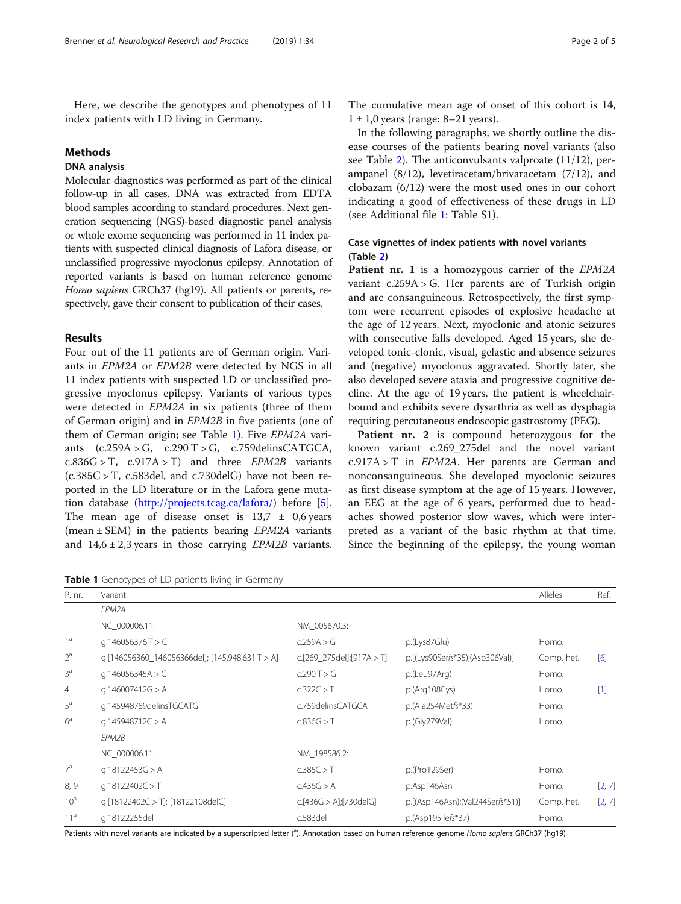Here, we describe the genotypes and phenotypes of 11 index patients with LD living in Germany.

## Methods

### DNA analysis

Molecular diagnostics was performed as part of the clinical follow-up in all cases. DNA was extracted from EDTA blood samples according to standard procedures. Next generation sequencing (NGS)-based diagnostic panel analysis or whole exome sequencing was performed in 11 index patients with suspected clinical diagnosis of Lafora disease, or unclassified progressive myoclonus epilepsy. Annotation of reported variants is based on human reference genome *Homo sapiens* GRCh37 (hg19). All patients or parents, respectively, gave their consent to publication of their cases.

## Results

Four out of the 11 patients are of German origin. Variants in *EPM2A* or *EPM2B* were detected by NGS in all 11 index patients with suspected LD or unclassified progressive myoclonus epilepsy. Variants of various types were detected in *EPM2A* in six patients (three of them of German origin) and in *EPM2B* in five patients (one of them of German origin; see Table 1). Five *EPM2A* variants (c.259A > G, c.290 T > G, c.759delinsCATGCA, c.836G > T, c.917A > T) and three *EPM2B* variants (c.385C > T, c.583del, and c.730delG) have not been reported in the LD literature or in the Lafora gene mutation database (http://projects.tcag.ca/lafora/) before [5]. The mean age of disease onset is 13,7 ± 0,6 years (mean ± SEM) in the patients bearing *EPM2A* variants and 14,6 ± 2,3 years in those carrying *EPM2B* variants. The cumulative mean age of onset of this cohort is 14, 1 ± 1,0 years (range: 8–21 years).

In the following paragraphs, we shortly outline the disease courses of the patients bearing novel variants (also see Table 2). The anticonvulsants valproate (11/12), perampanel (8/12), levetiracetam/brivaracetam (7/12), and clobazam (6/12) were the most used ones in our cohort indicating a good of effectiveness of these drugs in LD (see Additional file 1: Table S1).

### Case vignettes of index patients with novel variants (Table 2)

**Patient nr. 1** is a homozygous carrier of the *EPM2A* variant c.259A > G. Her parents are of Turkish origin and are consanguineous. Retrospectively, the first symptom were recurrent episodes of explosive headache at the age of 12 years. Next, myoclonic and atonic seizures with consecutive falls developed. Aged 15 years, she developed tonic-clonic, visual, gelastic and absence seizures and (negative) myoclonus aggravated. Shortly later, she also developed severe ataxia and progressive cognitive decline. At the age of 19 years, the patient is wheelchair-bound and exhibits severe dysarthria as well as dysphagia requiring percutaneous endoscopic gastrostomy (PEG).

**Patient nr. 2** is compound heterozygous for the known variant c.269_275del and the novel variant c.917A > T in *EPM2A*. Her parents are German and nonconsanguineous. She developed myoclonic seizures as first disease symptom at the age of 15 years. However, an EEG at the age of 6 years, performed due to headaches showed posterior slow waves, which were interpreted as a variant of the basic rhythm at that time. Since the beginning of the epilepsy, the young woman

**Table 1** Genotypes of LD patients living in Germany

| P. nr. | Variant | | | Alleles | Ref. |
|---|---|---|---|---|---|
| | *EPM2A* | | | | |
| | NC_000006.11: | NM_005670.3: | | | |
| 1[a] | g.146056376 T > C | c.259A > G | p.(Lys87Glu) | Homo. | |
| 2[a] | g.[146056360_146056366del]; [145,948,631 T > A] | c.[269_275del];[917A > T] | p.[(Lys90Serfs*35);(Asp306Val)] | Comp. het. | [6] |
| 3[a] | g.146056345A > C | c.290 T > G | p.(Leu97Arg) | Homo. | |
| 4 | g.146007412G > A | c.322C > T | p.(Arg108Cys) | Homo. | [1] |
| 5[a] | g.145948789delinsTGCATG | c.759delinsCATGCA | p.(Ala254Metfs*33) | Homo. | |
| 6[a] | g.145948712C > A | c.836G > T | p.(Gly279Val) | Homo. | |
| | *EPM2B* | | | | |
| | NC_000006.11: | NM_198586.2: | | | |
| 7[a] | g.18122453G > A | c.385C > T | p.(Pro129Ser) | Homo. | |
| 8, 9 | g.18122402C > T | c.436G > A | p.Asp146Asn | Homo. | [2, 7] |
| 10[a] | g.[18122402C > T]; [18122108delC] | c.[436G > A];[730delG] | p.[(Asp146Asn);(Val244Serfs*51)] | Comp. het. | [2, 7] |
| 11[a] | g.18122255del | c.583del | p.(Asp195Ilefs*37) | Homo. | |

Patients with novel variants are indicated by a superscripted letter ([a]). Annotation based on human reference genome *Homo sapiens* GRCh37 (hg19)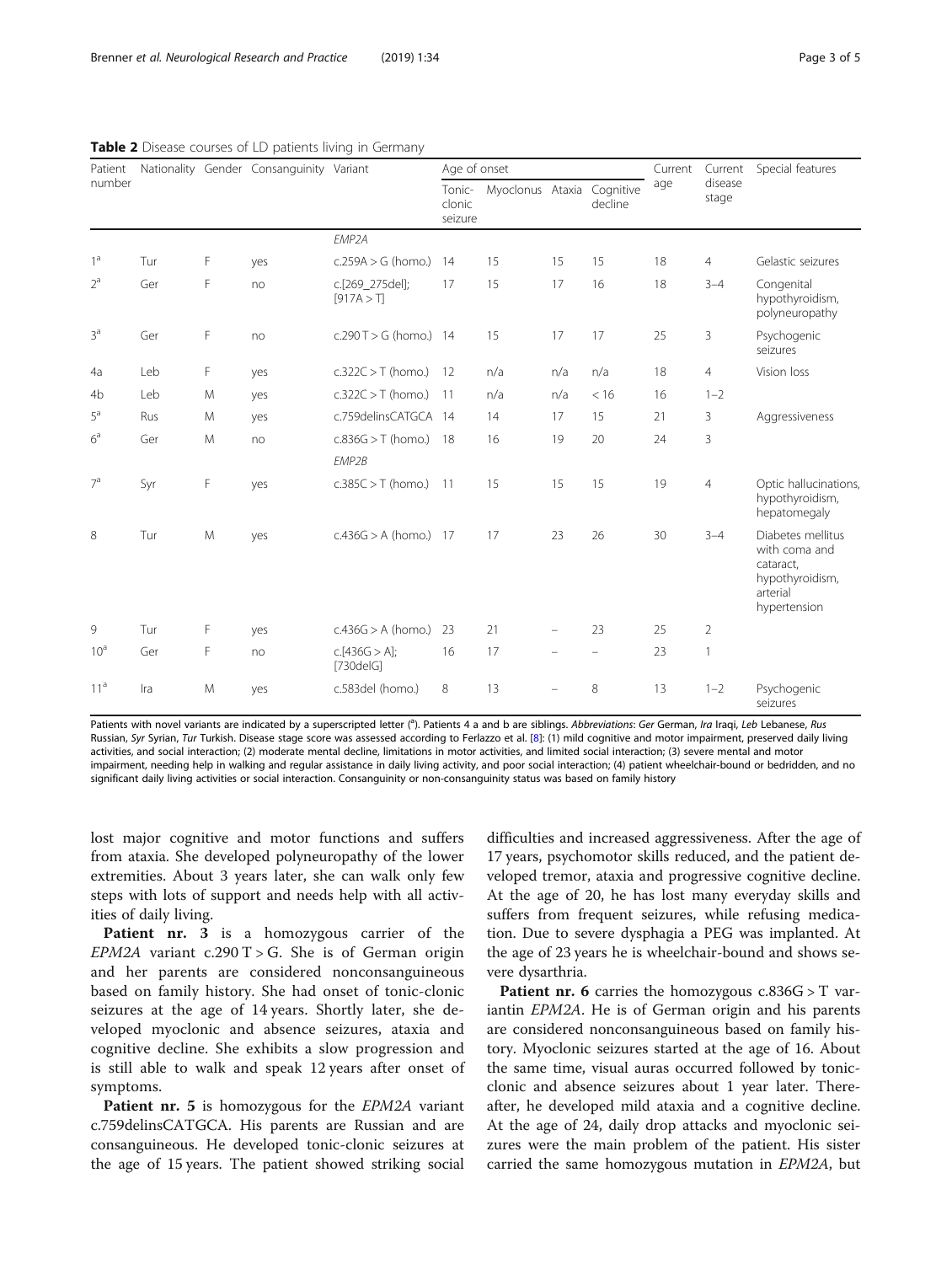**Table 2** Disease courses of LD patients living in Germany

| Patient number | Nationality | Gender | Consanguinity | Variant | Age of onset | | | | Current age | Current disease stage | Special features |
|---|---|---|---|---|---|---|---|---|---|---|---|
| | | | | | Tonic-clonic seizure | Myoclonus | Ataxia | Cognitive decline | | | |
| | | | | *EMP2A* | | | | | | | |
| 1[a] | Tur | F | yes | c.259A > G (homo.) | 14 | 15 | 15 | 15 | 18 | 4 | Gelastic seizures |
| 2[a] | Ger | F | no | c.[269_275del]; [917A > T] | 17 | 15 | 17 | 16 | 18 | 3–4 | Congenital hypothyroidism, polyneuropathy |
| 3[a] | Ger | F | no | c.290 T > G (homo.) | 14 | 15 | 17 | 17 | 25 | 3 | Psychogenic seizures |
| 4a | Leb | F | yes | c.322C > T (homo.) | 12 | n/a | n/a | n/a | 18 | 4 | Vision loss |
| 4b | Leb | M | yes | c.322C > T (homo.) | 11 | n/a | n/a | < 16 | 16 | 1–2 | |
| 5[a] | Rus | M | yes | c.759delinsCATGCA | 14 | 14 | 17 | 15 | 21 | 3 | Aggressiveness |
| 6[a] | Ger | M | no | c.836G > T (homo.) | 18 | 16 | 19 | 20 | 24 | 3 | |
| | | | | *EMP2B* | | | | | | | |
| 7[a] | Syr | F | yes | c.385C > T (homo.) | 11 | 15 | 15 | 15 | 19 | 4 | Optic hallucinations, hypothyroidism, hepatomegaly |
| 8 | Tur | M | yes | c.436G > A (homo.) | 17 | 17 | 23 | 26 | 30 | 3–4 | Diabetes mellitus with coma and cataract, hypothyroidism, arterial hypertension |
| 9 | Tur | F | yes | c.436G > A (homo.) | 23 | 21 | – | 23 | 25 | 2 | |
| 10[a] | Ger | F | no | c.[436G > A]; [730delG] | 16 | 17 | – | – | 23 | 1 | |
| 11[a] | Ira | M | yes | c.583del (homo.) | 8 | 13 | – | 8 | 13 | 1–2 | Psychogenic seizures |

Patients with novel variants are indicated by a superscripted letter ([a]). Patients 4 a and b are siblings. *Abbreviations*: *Ger* German, *Ira* Iraqi, *Leb* Lebanese, *Rus* Russian, *Syr* Syrian, *Tur* Turkish. Disease stage score was assessed according to Ferlazzo et al. [8]: (1) mild cognitive and motor impairment, preserved daily living activities, and social interaction; (2) moderate mental decline, limitations in motor activities, and limited social interaction; (3) severe mental and motor impairment, needing help in walking and regular assistance in daily living activity, and poor social interaction; (4) patient wheelchair-bound or bedridden, and no significant daily living activities or social interaction. Consanguinity or non-consanguinity status was based on family history

lost major cognitive and motor functions and suffers from ataxia. She developed polyneuropathy of the lower extremities. About 3 years later, she can walk only few steps with lots of support and needs help with all activities of daily living.

**Patient nr. 3** is a homozygous carrier of the *EPM2A* variant c.290 T > G. She is of German origin and her parents are considered nonconsanguineous based on family history. She had onset of tonic-clonic seizures at the age of 14 years. Shortly later, she developed myoclonic and absence seizures, ataxia and cognitive decline. She exhibits a slow progression and is still able to walk and speak 12 years after onset of symptoms.

**Patient nr. 5** is homozygous for the *EPM2A* variant c.759delinsCATGCA. His parents are Russian and are consanguineous. He developed tonic-clonic seizures at the age of 15 years. The patient showed striking social difficulties and increased aggressiveness. After the age of 17 years, psychomotor skills reduced, and the patient developed tremor, ataxia and progressive cognitive decline. At the age of 20, he has lost many everyday skills and suffers from frequent seizures, while refusing medication. Due to severe dysphagia a PEG was implanted. At the age of 23 years he is wheelchair-bound and shows severe dysarthria.

**Patient nr. 6** carries the homozygous c.836G > T variantin *EPM2A*. He is of German origin and his parents are considered nonconsanguineous based on family history. Myoclonic seizures started at the age of 16. About the same time, visual auras occurred followed by tonic-clonic and absence seizures about 1 year later. Thereafter, he developed mild ataxia and a cognitive decline. At the age of 24, daily drop attacks and myoclonic seizures were the main problem of the patient. His sister carried the same homozygous mutation in *EPM2A*, but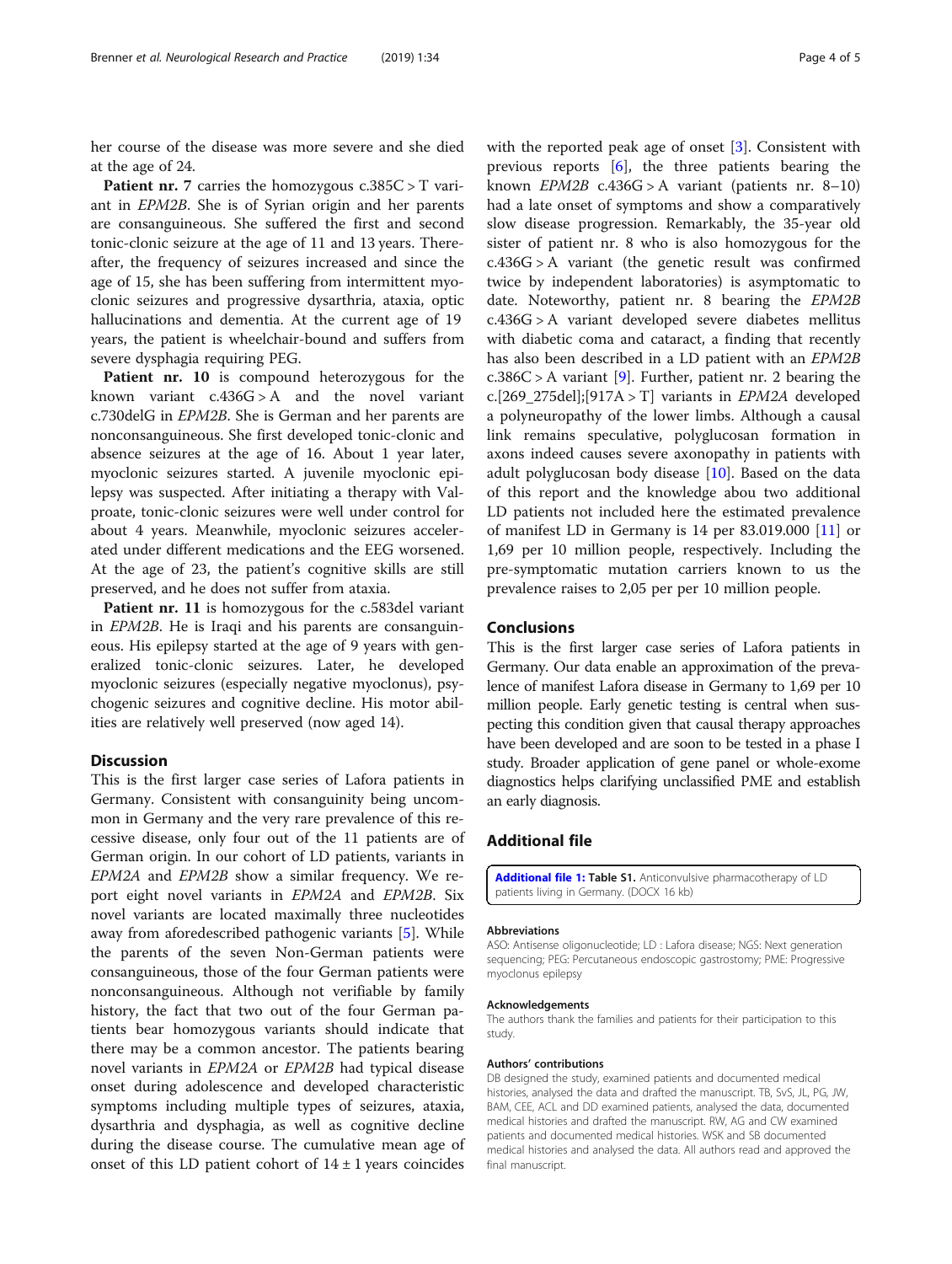her course of the disease was more severe and she died at the age of 24.

**Patient nr. 7** carries the homozygous c.385C > T variant in *EPM2B*. She is of Syrian origin and her parents are consanguineous. She suffered the first and second tonic-clonic seizure at the age of 11 and 13 years. Thereafter, the frequency of seizures increased and since the age of 15, she has been suffering from intermittent myoclonic seizures and progressive dysarthria, ataxia, optic hallucinations and dementia. At the current age of 19 years, the patient is wheelchair-bound and suffers from severe dysphagia requiring PEG.

**Patient nr. 10** is compound heterozygous for the known variant c.436G > A and the novel variant c.730delG in *EPM2B*. She is German and her parents are nonconsanguineous. She first developed tonic-clonic and absence seizures at the age of 16. About 1 year later, myoclonic seizures started. A juvenile myoclonic epilepsy was suspected. After initiating a therapy with Valproate, tonic-clonic seizures were well under control for about 4 years. Meanwhile, myoclonic seizures accelerated under different medications and the EEG worsened. At the age of 23, the patient's cognitive skills are still preserved, and he does not suffer from ataxia.

**Patient nr. 11** is homozygous for the c.583del variant in *EPM2B*. He is Iraqi and his parents are consanguineous. His epilepsy started at the age of 9 years with generalized tonic-clonic seizures. Later, he developed myoclonic seizures (especially negative myoclonus), psychogenic seizures and cognitive decline. His motor abilities are relatively well preserved (now aged 14).

## Discussion

This is the first larger case series of Lafora patients in Germany. Consistent with consanguinity being uncommon in Germany and the very rare prevalence of this recessive disease, only four out of the 11 patients are of German origin. In our cohort of LD patients, variants in *EPM2A* and *EPM2B* show a similar frequency. We report eight novel variants in *EPM2A* and *EPM2B*. Six novel variants are located maximally three nucleotides away from aforedescribed pathogenic variants [5]. While the parents of the seven Non-German patients were consanguineous, those of the four German patients were nonconsanguineous. Although not verifiable by family history, the fact that two out of the four German patients bear homozygous variants should indicate that there may be a common ancestor. The patients bearing novel variants in *EPM2A* or *EPM2B* had typical disease onset during adolescence and developed characteristic symptoms including multiple types of seizures, ataxia, dysarthria and dysphagia, as well as cognitive decline during the disease course. The cumulative mean age of onset of this LD patient cohort of $14 \pm 1$ years coincides with the reported peak age of onset [3]. Consistent with previous reports [6], the three patients bearing the known *EPM2B* c.436G > A variant (patients nr. 8–10) had a late onset of symptoms and show a comparatively slow disease progression. Remarkably, the 35-year old sister of patient nr. 8 who is also homozygous for the c.436G > A variant (the genetic result was confirmed twice by independent laboratories) is asymptomatic to date. Noteworthy, patient nr. 8 bearing the *EPM2B* c.436G > A variant developed severe diabetes mellitus with diabetic coma and cataract, a finding that recently has also been described in a LD patient with an *EPM2B* c.386C > A variant [9]. Further, patient nr. 2 bearing the c.[269_275del];[917A > T] variants in *EPM2A* developed a polyneuropathy of the lower limbs. Although a causal link remains speculative, polyglucosan formation in axons indeed causes severe axonopathy in patients with adult polyglucosan body disease [10]. Based on the data of this report and the knowledge abou two additional LD patients not included here the estimated prevalence of manifest LD in Germany is 14 per 83.019.000 [11] or 1,69 per 10 million people, respectively. Including the pre-symptomatic mutation carriers known to us the prevalence raises to 2,05 per per 10 million people.

## Conclusions

This is the first larger case series of Lafora patients in Germany. Our data enable an approximation of the prevalence of manifest Lafora disease in Germany to 1,69 per 10 million people. Early genetic testing is central when suspecting this condition given that causal therapy approaches have been developed and are soon to be tested in a phase I study. Broader application of gene panel or whole-exome diagnostics helps clarifying unclassified PME and establish an early diagnosis.

## Additional file

**Additional file 1: Table S1.** Anticonvulsive pharmacotherapy of LD patients living in Germany. (DOCX 16 kb)

#### Abbreviations

ASO: Antisense oligonucleotide; LD : Lafora disease; NGS: Next generation sequencing; PEG: Percutaneous endoscopic gastrostomy; PME: Progressive myoclonus epilepsy

#### Acknowledgements

The authors thank the families and patients for their participation to this study.

#### Authors' contributions

DB designed the study, examined patients and documented medical histories, analysed the data and drafted the manuscript. TB, SvS, JL, PG, JW, BAM, CEE, ACL and DD examined patients, analysed the data, documented medical histories and drafted the manuscript. RW, AG and CW examined patients and documented medical histories. WSK and SB documented medical histories and analysed the data. All authors read and approved the final manuscript.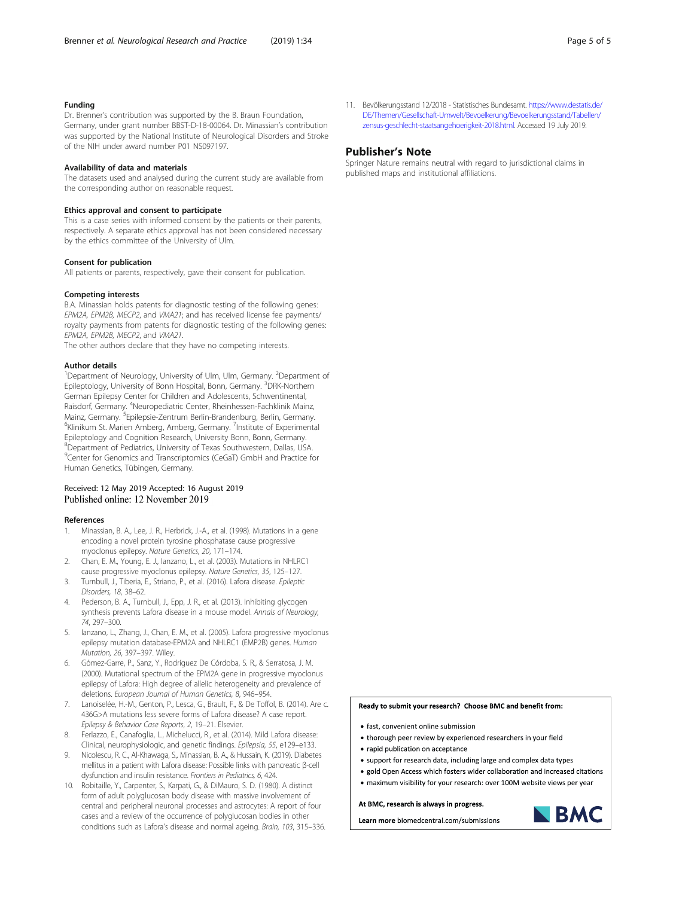### Funding

Dr. Brenner's contribution was supported by the B. Braun Foundation, Germany, under grant number BBST-D-18-00064. Dr. Minassian's contribution was supported by the National Institute of Neurological Disorders and Stroke of the NIH under award number P01 NS097197.

### Availability of data and materials

The datasets used and analysed during the current study are available from the corresponding author on reasonable request.

### Ethics approval and consent to participate

This is a case series with informed consent by the patients or their parents, respectively. A separate ethics approval has not been considered necessary by the ethics committee of the University of Ulm.

### Consent for publication

All patients or parents, respectively, gave their consent for publication.

### Competing interests

B.A. Minassian holds patents for diagnostic testing of the following genes: *EPM2A, EPM2B, MECP2*, and *VMA21*; and has received license fee payments/ royalty payments from patents for diagnostic testing of the following genes: *EPM2A, EPM2B, MECP2*, and *VMA21*.

The other authors declare that they have no competing interests.

### Author details

[1]Department of Neurology, University of Ulm, Ulm, Germany. [2]Department of Epileptology, University of Bonn Hospital, Bonn, Germany. [3]DRK-Northern German Epilepsy Center for Children and Adolescents, Schwentinental, Raisdorf, Germany. [4]Neuropediatric Center, Rheinhessen-Fachklinik Mainz, Mainz, Germany. [5]Epilepsie-Zentrum Berlin-Brandenburg, Berlin, Germany. [6]Klinikum St. Marien Amberg, Amberg, Germany. [7]Institute of Experimental Epileptology and Cognition Research, University Bonn, Bonn, Germany. [8]Department of Pediatrics, University of Texas Southwestern, Dallas, USA. [9]Center for Genomics and Transcriptomics (CeGaT) GmbH and Practice for Human Genetics, Tübingen, Germany.

Received: 12 May 2019 Accepted: 16 August 2019
Published online: 12 November 2019

### References

1. Minassian, B. A., Lee, J. R., Herbrick, J.-A., et al. (1998). Mutations in a gene encoding a novel protein tyrosine phosphatase cause progressive myoclonus epilepsy. *Nature Genetics, 20*, 171–174.
2. Chan, E. M., Young, E. J., Ianzano, L., et al. (2003). Mutations in NHLRC1 cause progressive myoclonus epilepsy. *Nature Genetics, 35*, 125–127.
3. Turnbull, J., Tiberia, E., Striano, P., et al. (2016). Lafora disease. *Epileptic Disorders, 18*, 38–62.
4. Pederson, B. A., Turnbull, J., Epp, J. R., et al. (2013). Inhibiting glycogen synthesis prevents Lafora disease in a mouse model. *Annals of Neurology, 74*, 297–300.
5. Ianzano, L., Zhang, J., Chan, E. M., et al. (2005). Lafora progressive myoclonus epilepsy mutation database-EPM2A and NHLRC1 (EMP2B) genes. *Human Mutation, 26*, 397–397. Wiley.
6. Gómez-Garre, P., Sanz, Y., Rodríguez De Córdoba, S. R., & Serratosa, J. M. (2000). Mutational spectrum of the EPM2A gene in progressive myoclonus epilepsy of Lafora: High degree of allelic heterogeneity and prevalence of deletions. *European Journal of Human Genetics, 8*, 946–954.
7. Lanoiselée, H.-M., Genton, P., Lesca, G., Brault, F., & De Toffol, B. (2014). Are c. 436G>A mutations less severe forms of Lafora disease? A case report. *Epilepsy & Behavior Case Reports, 2*, 19–21. Elsevier.
8. Ferlazzo, E., Canafoglia, L., Michelucci, R., et al. (2014). Mild Lafora disease: Clinical, neurophysiologic, and genetic findings. *Epilepsia, 55*, e129–e133.
9. Nicolescu, R. C., Al-Khawaga, S., Minassian, B. A., & Hussain, K. (2019). Diabetes mellitus in a patient with Lafora disease: Possible links with pancreatic β-cell dysfunction and insulin resistance. *Frontiers in Pediatrics, 6*, 424.
10. Robitaille, Y., Carpenter, S., Karpati, G., & DiMauro, S. D. (1980). A distinct form of adult polyglucosan body disease with massive involvement of central and peripheral neuronal processes and astrocytes: A report of four cases and a review of the occurrence of polyglucosan bodies in other conditions such as Lafora's disease and normal ageing. *Brain, 103*, 315–336.
11. Bevölkerungsstand 12/2018 - Statistisches Bundesamt. https://www.destatis.de/DE/Themen/Gesellschaft-Umwelt/Bevoelkerung/Bevoelkerungsstand/Tabellen/zensus-geschlecht-staatsangehoerigkeit-2018.html. Accessed 19 July 2019.

## Publisher's Note

Springer Nature remains neutral with regard to jurisdictional claims in published maps and institutional affiliations.

**Ready to submit your research? Choose BMC and benefit from:**

- fast, convenient online submission
- thorough peer review by experienced researchers in your field
- rapid publication on acceptance
- support for research data, including large and complex data types
- gold Open Access which fosters wider collaboration and increased citations
- maximum visibility for your research: over 100M website views per year

**At BMC, research is always in progress.**

**Learn more** biomedcentral.com/submissions

BMC